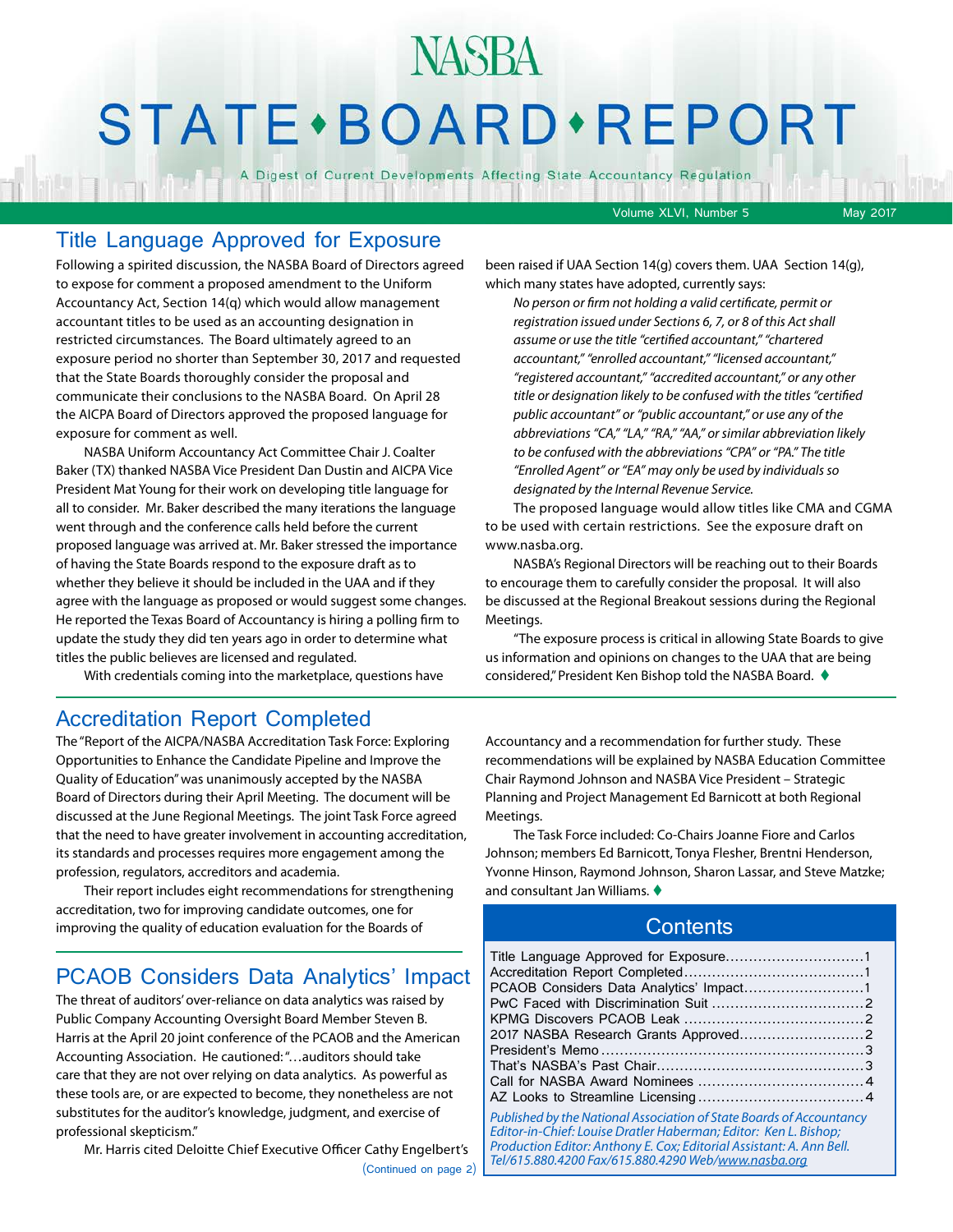# NASBA STATE•BOARD•REPORT

A Digest of Current Developments Affecting State Accountancy Regulation

Volume XLVI, Number 5 May 2017

## Title Language Approved for Exposure

Following a spirited discussion, the NASBA Board of Directors agreed to expose for comment a proposed amendment to the Uniform Accountancy Act, Section 14(q) which would allow management accountant titles to be used as an accounting designation in restricted circumstances. The Board ultimately agreed to an exposure period no shorter than September 30, 2017 and requested that the State Boards thoroughly consider the proposal and communicate their conclusions to the NASBA Board. On April 28 the AICPA Board of Directors approved the proposed language for exposure for comment as well.

NASBA Uniform Accountancy Act Committee Chair J. Coalter Baker (TX) thanked NASBA Vice President Dan Dustin and AICPA Vice President Mat Young for their work on developing title language for all to consider. Mr. Baker described the many iterations the language went through and the conference calls held before the current proposed language was arrived at. Mr. Baker stressed the importance of having the State Boards respond to the exposure draft as to whether they believe it should be included in the UAA and if they agree with the language as proposed or would suggest some changes. He reported the Texas Board of Accountancy is hiring a polling firm to update the study they did ten years ago in order to determine what titles the public believes are licensed and regulated.

With credentials coming into the marketplace, questions have been raised if UAA Section 14(g) covers them. UAA Section 14(g), which many states have adopted, currently says:

*No person or firm not holding a valid certificate, permit or registration issued under Sections 6, 7, or 8 of this Act shall assume or use the title "certified accountant," "chartered accountant," "enrolled accountant," "licensed accountant," "registered accountant," "accredited accountant," or any other title or designation likely to be confused with the titles "certified public accountant" or "public accountant," or use any of the abbreviations "CA," "LA," "RA," "AA," or similar abbreviation likely to be confused with the abbreviations "CPA" or "PA." The title "Enrolled Agent" or "EA" may only be used by individuals so designated by the Internal Revenue Service.*

The proposed language would allow titles like CMA and CGMA to be used with certain restrictions. See the exposure draft on www.nasba.org.

NASBA's Regional Directors will be reaching out to their Boards to encourage them to carefully consider the proposal. It will also be discussed at the Regional Breakout sessions during the Regional Meetings.

"The exposure process is critical in allowing State Boards to give us information and opinions on changes to the UAA that are being considered," President Ken Bishop told the NASBA Board. ♦

## Accreditation Report Completed

The "Report of the AICPA/NASBA Accreditation Task Force: Exploring Opportunities to Enhance the Candidate Pipeline and Improve the Quality of Education" was unanimously accepted by the NASBA Board of Directors during their April Meeting. The document will be discussed at the June Regional Meetings. The joint Task Force agreed that the need to have greater involvement in accounting accreditation, its standards and processes requires more engagement among the profession, regulators, accreditors and academia.

Their report includes eight recommendations for strengthening accreditation, two for improving candidate outcomes, one for improving the quality of education evaluation for the Boards of Accountancy and a recommendation for further study. These recommendations will be explained by NASBA Education Committee Chair Raymond Johnson and NASBA Vice President – Strategic Planning and Project Management Ed Barnicott at both Regional Meetings.

The Task Force included: Co-Chairs Joanne Fiore and Carlos Johnson; members Ed Barnicott, Tonya Flesher, Brentni Henderson, Yvonne Hinson, Raymond Johnson, Sharon Lassar, and Steve Matzke; and consultant Jan Williams. ♦

## PCAOB Considers Data Analytics' Impact

The threat of auditors' over-reliance on data analytics was raised by Public Company Accounting Oversight Board Member Steven B. Harris at the April 20 joint conference of the PCAOB and the American Accounting Association. He cautioned: "…auditors should take care that they are not over relying on data analytics. As powerful as these tools are, or are expected to become, they nonetheless are not substitutes for the auditor's knowledge, judgment, and exercise of professional skepticism."

Mr. Harris cited Deloitte Chief Executive Officer Cathy Engelbert's

(Continued on page 2)

## Contents

| | |
|---|---|
| Title Language Approved for Exposure | 1 |
| Accreditation Report Completed | 1 |
| PCAOB Considers Data Analytics' Impact | 1 |
| PwC Faced with Discrimination Suit | 2 |
| KPMG Discovers PCAOB Leak | 2 |
| 2017 NASBA Research Grants Approved | 2 |
| President's Memo | 3 |
| That's NASBA's Past Chair | 3 |
| Call for NASBA Award Nominees | 4 |
| AZ Looks to Streamline Licensing | 4 |

*Published by the National Association of State Boards of Accountancy*
*Editor-in-Chief: Louise Dratler Haberman; Editor: Ken L. Bishop;*
*Production Editor: Anthony E. Cox; Editorial Assistant: A. Ann Bell.*
*Tel/615.880.4200 Fax/615.880.4290 Web/www.nasba.org*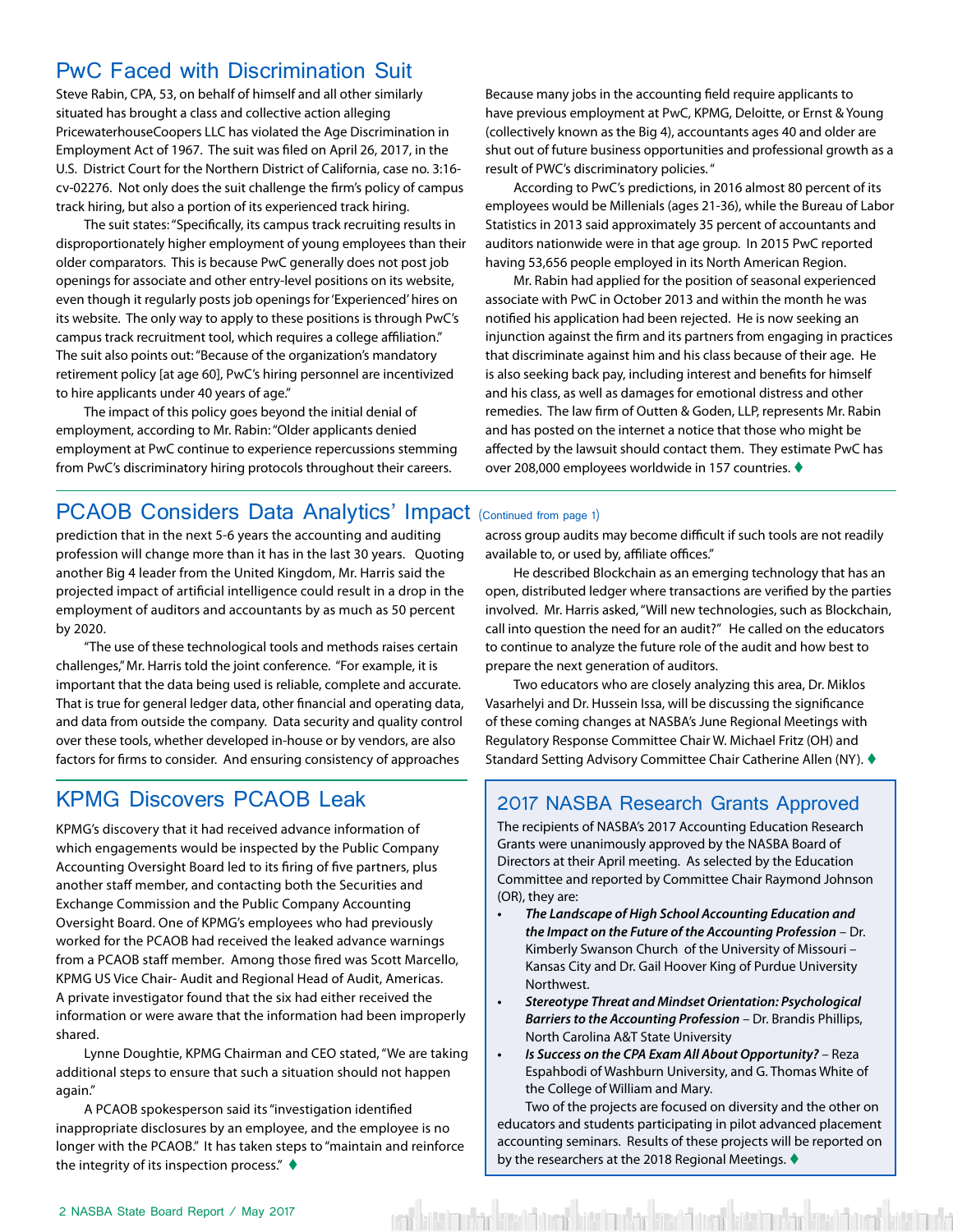## PwC Faced with Discrimination Suit

Steve Rabin, CPA, 53, on behalf of himself and all other similarly situated has brought a class and collective action alleging PricewaterhouseCoopers LLC has violated the Age Discrimination in Employment Act of 1967. The suit was filed on April 26, 2017, in the U.S. District Court for the Northern District of California, case no. 3:16-cv-02276. Not only does the suit challenge the firm's policy of campus track hiring, but also a portion of its experienced track hiring.

The suit states: "Specifically, its campus track recruiting results in disproportionately higher employment of young employees than their older comparators. This is because PwC generally does not post job openings for associate and other entry-level positions on its website, even though it regularly posts job openings for 'Experienced' hires on its website. The only way to apply to these positions is through PwC's campus track recruitment tool, which requires a college affiliation." The suit also points out: "Because of the organization's mandatory retirement policy [at age 60], PwC's hiring personnel are incentivized to hire applicants under 40 years of age."

The impact of this policy goes beyond the initial denial of employment, according to Mr. Rabin: "Older applicants denied employment at PwC continue to experience repercussions stemming from PwC's discriminatory hiring protocols throughout their careers. Because many jobs in the accounting field require applicants to have previous employment at PwC, KPMG, Deloitte, or Ernst & Young (collectively known as the Big 4), accountants ages 40 and older are shut out of future business opportunities and professional growth as a result of PWC's discriminatory policies."

According to PwC's predictions, in 2016 almost 80 percent of its employees would be Millenials (ages 21-36), while the Bureau of Labor Statistics in 2013 said approximately 35 percent of accountants and auditors nationwide were in that age group. In 2015 PwC reported having 53,656 people employed in its North American Region.

Mr. Rabin had applied for the position of seasonal experienced associate with PwC in October 2013 and within the month he was notified his application had been rejected. He is now seeking an injunction against the firm and its partners from engaging in practices that discriminate against him and his class because of their age. He is also seeking back pay, including interest and benefits for himself and his class, as well as damages for emotional distress and other remedies. The law firm of Outten & Goden, LLP, represents Mr. Rabin and has posted on the internet a notice that those who might be affected by the lawsuit should contact them. They estimate PwC has over 208,000 employees worldwide in 157 countries. ♦

## PCAOB Considers Data Analytics' Impact (Continued from page 1)

prediction that in the next 5-6 years the accounting and auditing profession will change more than it has in the last 30 years. Quoting another Big 4 leader from the United Kingdom, Mr. Harris said the projected impact of artificial intelligence could result in a drop in the employment of auditors and accountants by as much as 50 percent by 2020.

"The use of these technological tools and methods raises certain challenges," Mr. Harris told the joint conference. "For example, it is important that the data being used is reliable, complete and accurate. That is true for general ledger data, other financial and operating data, and data from outside the company. Data security and quality control over these tools, whether developed in-house or by vendors, are also factors for firms to consider. And ensuring consistency of approaches across group audits may become difficult if such tools are not readily available to, or used by, affiliate offices."

He described Blockchain as an emerging technology that has an open, distributed ledger where transactions are verified by the parties involved. Mr. Harris asked, "Will new technologies, such as Blockchain, call into question the need for an audit?" He called on the educators to continue to analyze the future role of the audit and how best to prepare the next generation of auditors.

Two educators who are closely analyzing this area, Dr. Miklos Vasarhelyi and Dr. Hussein Issa, will be discussing the significance of these coming changes at NASBA's June Regional Meetings with Regulatory Response Committee Chair W. Michael Fritz (OH) and Standard Setting Advisory Committee Chair Catherine Allen (NY). ♦

## KPMG Discovers PCAOB Leak

KPMG's discovery that it had received advance information of which engagements would be inspected by the Public Company Accounting Oversight Board led to its firing of five partners, plus another staff member, and contacting both the Securities and Exchange Commission and the Public Company Accounting Oversight Board. One of KPMG's employees who had previously worked for the PCAOB had received the leaked advance warnings from a PCAOB staff member. Among those fired was Scott Marcello, KPMG US Vice Chair- Audit and Regional Head of Audit, Americas. A private investigator found that the six had either received the information or were aware that the information had been improperly shared.

Lynne Doughtie, KPMG Chairman and CEO stated, "We are taking additional steps to ensure that such a situation should not happen again."

A PCAOB spokesperson said its "investigation identified inappropriate disclosures by an employee, and the employee is no longer with the PCAOB." It has taken steps to "maintain and reinforce the integrity of its inspection process." ♦

## 2017 NASBA Research Grants Approved

The recipients of NASBA's 2017 Accounting Education Research Grants were unanimously approved by the NASBA Board of Directors at their April meeting. As selected by the Education Committee and reported by Committee Chair Raymond Johnson (OR), they are:

- ***The Landscape of High School Accounting Education and the Impact on the Future of the Accounting Profession*** – Dr. Kimberly Swanson Church of the University of Missouri – Kansas City and Dr. Gail Hoover King of Purdue University Northwest.
- ***Stereotype Threat and Mindset Orientation: Psychological Barriers to the Accounting Profession*** – Dr. Brandis Phillips, North Carolina A&T State University
- ***Is Success on the CPA Exam All About Opportunity?*** – Reza Espahbodi of Washburn University, and G. Thomas White of the College of William and Mary.

Two of the projects are focused on diversity and the other on educators and students participating in pilot advanced placement accounting seminars. Results of these projects will be reported on by the researchers at the 2018 Regional Meetings. ♦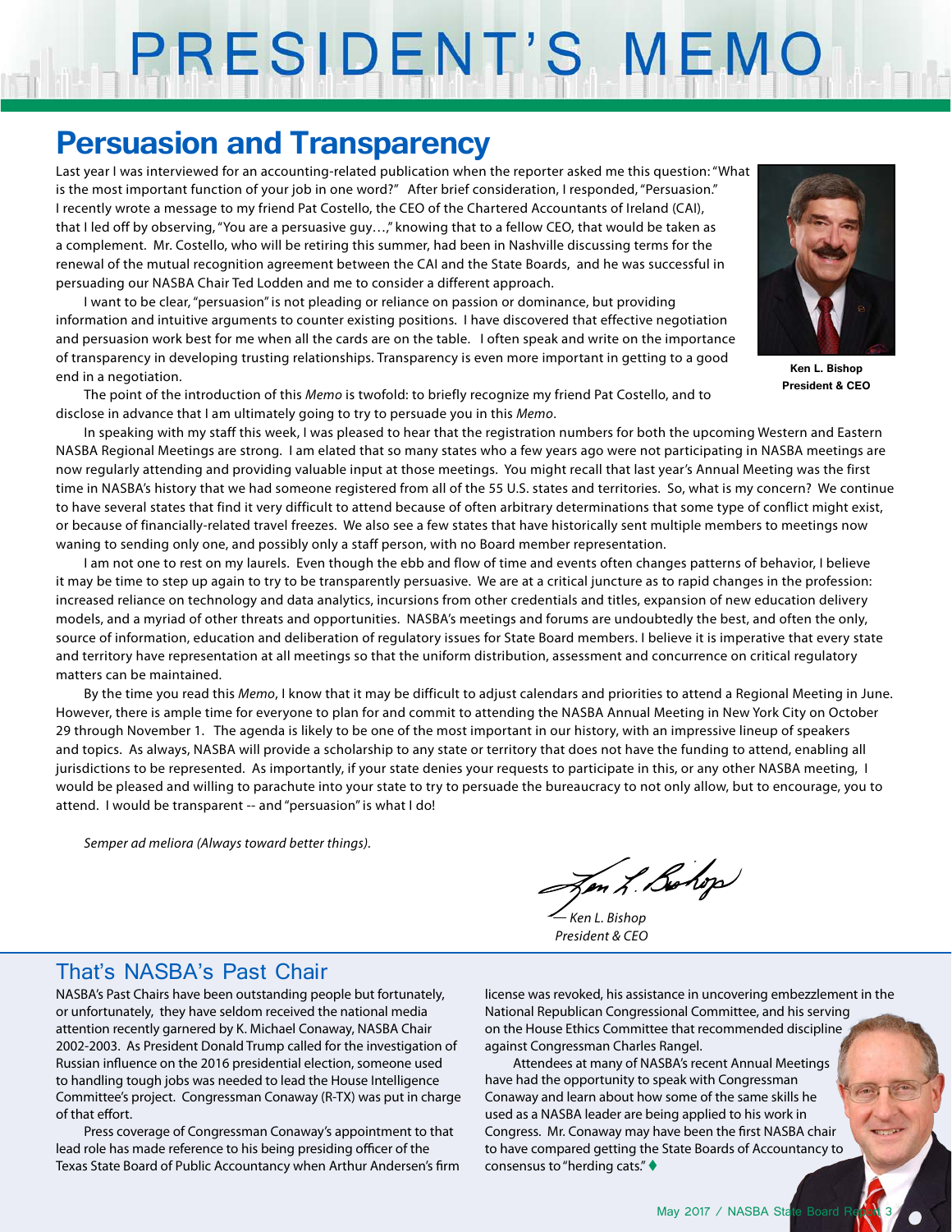# PRESIDENT'S MEMO

## Persuasion and Transparency

Last year I was interviewed for an accounting-related publication when the reporter asked me this question: "What is the most important function of your job in one word?" After brief consideration, I responded, "Persuasion." I recently wrote a message to my friend Pat Costello, the CEO of the Chartered Accountants of Ireland (CAI), that I led off by observing, "You are a persuasive guy…," knowing that to a fellow CEO, that would be taken as a complement. Mr. Costello, who will be retiring this summer, had been in Nashville discussing terms for the renewal of the mutual recognition agreement between the CAI and the State Boards, and he was successful in persuading our NASBA Chair Ted Lodden and me to consider a different approach.

I want to be clear, "persuasion" is not pleading or reliance on passion or dominance, but providing information and intuitive arguments to counter existing positions. I have discovered that effective negotiation and persuasion work best for me when all the cards are on the table. I often speak and write on the importance of transparency in developing trusting relationships. Transparency is even more important in getting to a good end in a negotiation.

**Ken L. Bishop**
**President & CEO**

The point of the introduction of this *Memo* is twofold: to briefly recognize my friend Pat Costello, and to disclose in advance that I am ultimately going to try to persuade you in this *Memo*.

In speaking with my staff this week, I was pleased to hear that the registration numbers for both the upcoming Western and Eastern NASBA Regional Meetings are strong. I am elated that so many states who a few years ago were not participating in NASBA meetings are now regularly attending and providing valuable input at those meetings. You might recall that last year's Annual Meeting was the first time in NASBA's history that we had someone registered from all of the 55 U.S. states and territories. So, what is my concern? We continue to have several states that find it very difficult to attend because of often arbitrary determinations that some type of conflict might exist, or because of financially-related travel freezes. We also see a few states that have historically sent multiple members to meetings now waning to sending only one, and possibly only a staff person, with no Board member representation.

I am not one to rest on my laurels. Even though the ebb and flow of time and events often changes patterns of behavior, I believe it may be time to step up again to try to be transparently persuasive. We are at a critical juncture as to rapid changes in the profession: increased reliance on technology and data analytics, incursions from other credentials and titles, expansion of new education delivery models, and a myriad of other threats and opportunities. NASBA's meetings and forums are undoubtedly the best, and often the only, source of information, education and deliberation of regulatory issues for State Board members. I believe it is imperative that every state and territory have representation at all meetings so that the uniform distribution, assessment and concurrence on critical regulatory matters can be maintained.

By the time you read this *Memo*, I know that it may be difficult to adjust calendars and priorities to attend a Regional Meeting in June. However, there is ample time for everyone to plan for and commit to attending the NASBA Annual Meeting in New York City on October 29 through November 1. The agenda is likely to be one of the most important in our history, with an impressive lineup of speakers and topics. As always, NASBA will provide a scholarship to any state or territory that does not have the funding to attend, enabling all jurisdictions to be represented. As importantly, if your state denies your requests to participate in this, or any other NASBA meeting, I would be pleased and willing to parachute into your state to try to persuade the bureaucracy to not only allow, but to encourage, you to attend. I would be transparent -- and "persuasion" is what I do!

*Semper ad meliora (Always toward better things).*

*— Ken L. Bishop*
*President & CEO*

## That's NASBA's Past Chair

NASBA's Past Chairs have been outstanding people but fortunately, or unfortunately, they have seldom received the national media attention recently garnered by K. Michael Conaway, NASBA Chair 2002-2003. As President Donald Trump called for the investigation of Russian influence on the 2016 presidential election, someone used to handling tough jobs was needed to lead the House Intelligence Committee's project. Congressman Conaway (R-TX) was put in charge of that effort.

Press coverage of Congressman Conaway's appointment to that lead role has made reference to his being presiding officer of the Texas State Board of Public Accountancy when Arthur Andersen's firm license was revoked, his assistance in uncovering embezzlement in the National Republican Congressional Committee, and his serving on the House Ethics Committee that recommended discipline against Congressman Charles Rangel.

Attendees at many of NASBA's recent Annual Meetings have had the opportunity to speak with Congressman Conaway and learn about how some of the same skills he used as a NASBA leader are being applied to his work in Congress. Mr. Conaway may have been the first NASBA chair to have compared getting the State Boards of Accountancy to consensus to "herding cats." ♦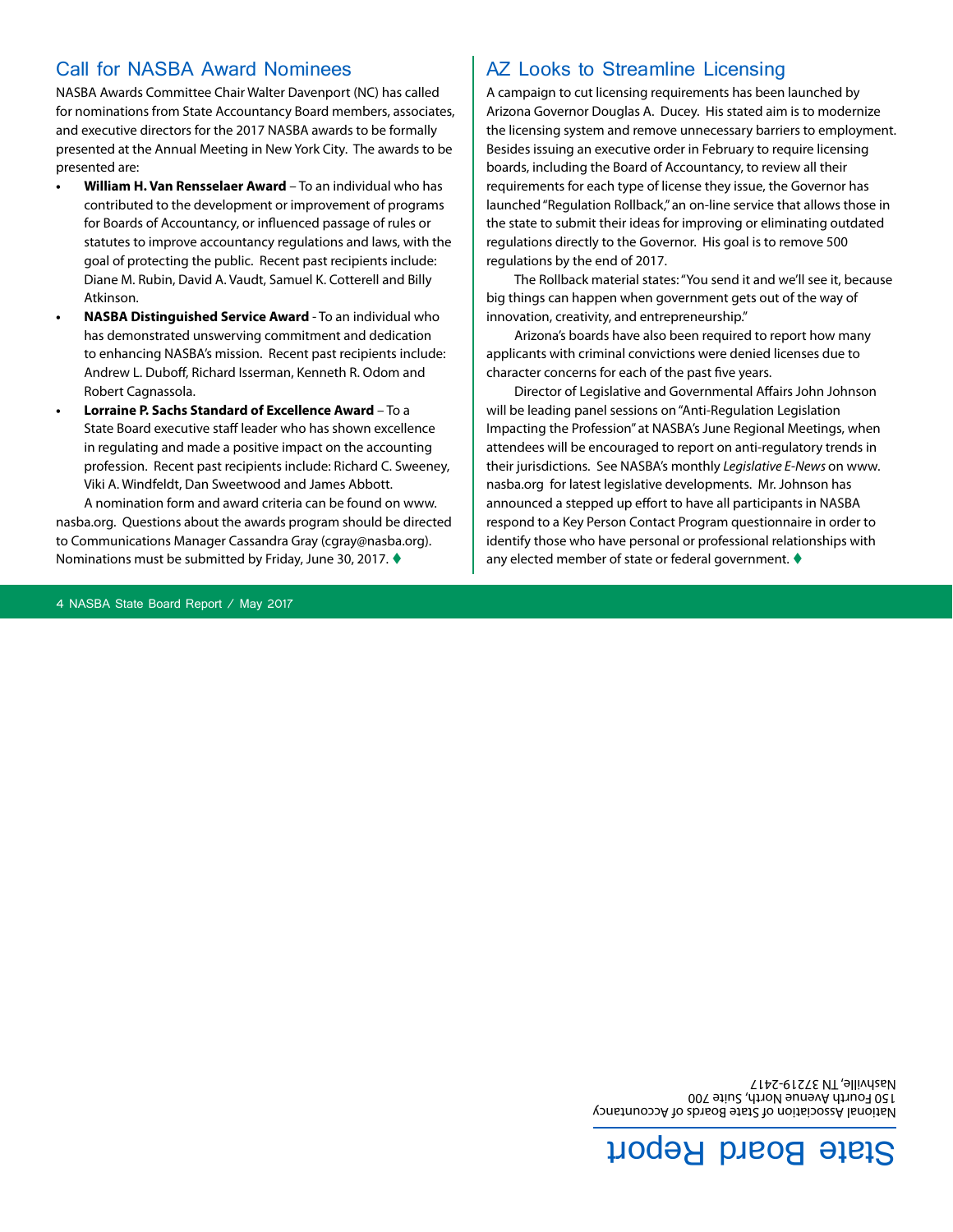## Call for NASBA Award Nominees

NASBA Awards Committee Chair Walter Davenport (NC) has called for nominations from State Accountancy Board members, associates, and executive directors for the 2017 NASBA awards to be formally presented at the Annual Meeting in New York City. The awards to be presented are:

- **William H. Van Rensselaer Award** – To an individual who has contributed to the development or improvement of programs for Boards of Accountancy, or influenced passage of rules or statutes to improve accountancy regulations and laws, with the goal of protecting the public. Recent past recipients include: Diane M. Rubin, David A. Vaudt, Samuel K. Cotterell and Billy Atkinson.
- **NASBA Distinguished Service Award** - To an individual who has demonstrated unswerving commitment and dedication to enhancing NASBA's mission. Recent past recipients include: Andrew L. Duboff, Richard Isserman, Kenneth R. Odom and Robert Cagnassola.
- **Lorraine P. Sachs Standard of Excellence Award** – To a State Board executive staff leader who has shown excellence in regulating and made a positive impact on the accounting profession. Recent past recipients include: Richard C. Sweeney, Viki A. Windfeldt, Dan Sweetwood and James Abbott.

A nomination form and award criteria can be found on www.nasba.org. Questions about the awards program should be directed to Communications Manager Cassandra Gray (cgray@nasba.org). Nominations must be submitted by Friday, June 30, 2017. ♦

## AZ Looks to Streamline Licensing

A campaign to cut licensing requirements has been launched by Arizona Governor Douglas A. Ducey. His stated aim is to modernize the licensing system and remove unnecessary barriers to employment. Besides issuing an executive order in February to require licensing boards, including the Board of Accountancy, to review all their requirements for each type of license they issue, the Governor has launched "Regulation Rollback," an on-line service that allows those in the state to submit their ideas for improving or eliminating outdated regulations directly to the Governor. His goal is to remove 500 regulations by the end of 2017.

The Rollback material states: "You send it and we'll see it, because big things can happen when government gets out of the way of innovation, creativity, and entrepreneurship."

Arizona's boards have also been required to report how many applicants with criminal convictions were denied licenses due to character concerns for each of the past five years.

Director of Legislative and Governmental Affairs John Johnson will be leading panel sessions on "Anti-Regulation Legislation Impacting the Profession" at NASBA's June Regional Meetings, when attendees will be encouraged to report on anti-regulatory trends in their jurisdictions. See NASBA's monthly *Legislative E-News* on www.nasba.org for latest legislative developments. Mr. Johnson has announced a stepped up effort to have all participants in NASBA respond to a Key Person Contact Program questionnaire in order to identify those who have personal or professional relationships with any elected member of state or federal government. ♦

State Board Report

National Association of State Boards of Accountancy
150 Fourth Avenue North, Suite 700
Nashville, TN 37219-2417